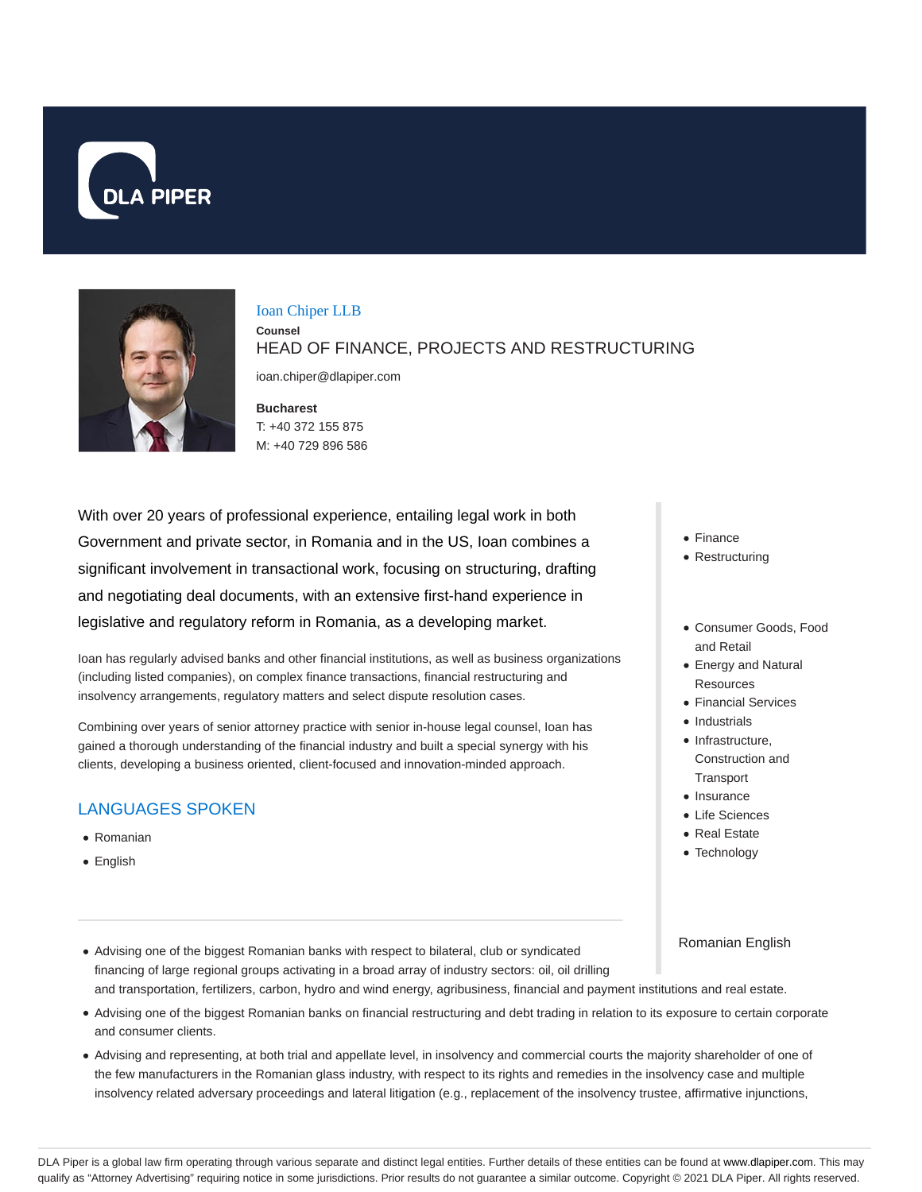DLA PIPER

Ioan Chiper LLB

**Counsel**

HEAD OF FINANCE, PROJECTS AND RESTRUCTURING

ioan.chiper@dlapiper.com

**Bucharest**

T: +40 372 155 875

M: +40 729 896 586

With over 20 years of professional experience, entailing legal work in both Government and private sector, in Romania and in the US, Ioan combines a significant involvement in transactional work, focusing on structuring, drafting and negotiating deal documents, with an extensive first-hand experience in legislative and regulatory reform in Romania, as a developing market.

Ioan has regularly advised banks and other financial institutions, as well as business organizations (including listed companies), on complex finance transactions, financial restructuring and insolvency arrangements, regulatory matters and select dispute resolution cases.

Combining over years of senior attorney practice with senior in-house legal counsel, Ioan has gained a thorough understanding of the financial industry and built a special synergy with his clients, developing a business oriented, client-focused and innovation-minded approach.

## LANGUAGES SPOKEN

- Romanian
- English

- Finance
- Restructuring

- Consumer Goods, Food and Retail
- Energy and Natural Resources
- Financial Services
- Industrials
- Infrastructure, Construction and Transport
- Insurance
- Life Sciences
- Real Estate
- Technology

Romanian English

- Advising one of the biggest Romanian banks with respect to bilateral, club or syndicated financing of large regional groups activating in a broad array of industry sectors: oil, oil drilling and transportation, fertilizers, carbon, hydro and wind energy, agribusiness, financial and payment institutions and real estate.
- Advising one of the biggest Romanian banks on financial restructuring and debt trading in relation to its exposure to certain corporate and consumer clients.
- Advising and representing, at both trial and appellate level, in insolvency and commercial courts the majority shareholder of one of the few manufacturers in the Romanian glass industry, with respect to its rights and remedies in the insolvency case and multiple insolvency related adversary proceedings and lateral litigation (e.g., replacement of the insolvency trustee, affirmative injunctions,

DLA Piper is a global law firm operating through various separate and distinct legal entities. Further details of these entities can be found at www.dlapiper.com. This may qualify as "Attorney Advertising" requiring notice in some jurisdictions. Prior results do not guarantee a similar outcome. Copyright © 2021 DLA Piper. All rights reserved.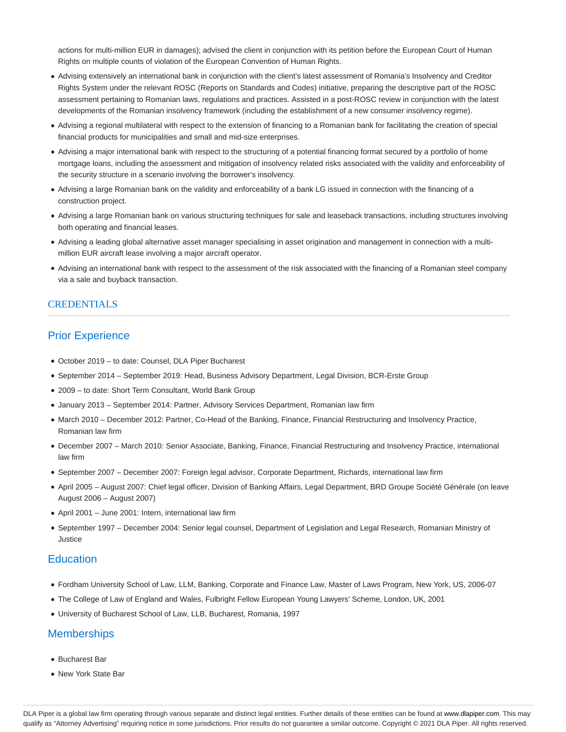actions for multi-million EUR in damages); advised the client in conjunction with its petition before the European Court of Human Rights on multiple counts of violation of the European Convention of Human Rights.

- Advising extensively an international bank in conjunction with the client's latest assessment of Romania's Insolvency and Creditor Rights System under the relevant ROSC (Reports on Standards and Codes) initiative, preparing the descriptive part of the ROSC assessment pertaining to Romanian laws, regulations and practices. Assisted in a post-ROSC review in conjunction with the latest developments of the Romanian insolvency framework (including the establishment of a new consumer insolvency regime).
- Advising a regional multilateral with respect to the extension of financing to a Romanian bank for facilitating the creation of special financial products for municipalities and small and mid-size enterprises.
- Advising a major international bank with respect to the structuring of a potential financing format secured by a portfolio of home mortgage loans, including the assessment and mitigation of insolvency related risks associated with the validity and enforceability of the security structure in a scenario involving the borrower's insolvency.
- Advising a large Romanian bank on the validity and enforceability of a bank LG issued in connection with the financing of a construction project.
- Advising a large Romanian bank on various structuring techniques for sale and leaseback transactions, including structures involving both operating and financial leases.
- Advising a leading global alternative asset manager specialising in asset origination and management in connection with a multi-million EUR aircraft lease involving a major aircraft operator.
- Advising an international bank with respect to the assessment of the risk associated with the financing of a Romanian steel company via a sale and buyback transaction.

## CREDENTIALS

### Prior Experience

- October 2019 – to date: Counsel, DLA Piper Bucharest
- September 2014 – September 2019: Head, Business Advisory Department, Legal Division, BCR-Erste Group
- 2009 – to date: Short Term Consultant, World Bank Group
- January 2013 – September 2014: Partner, Advisory Services Department, Romanian law firm
- March 2010 – December 2012: Partner, Co-Head of the Banking, Finance, Financial Restructuring and Insolvency Practice, Romanian law firm
- December 2007 – March 2010: Senior Associate, Banking, Finance, Financial Restructuring and Insolvency Practice, international law firm
- September 2007 – December 2007: Foreign legal advisor, Corporate Department, Richards, international law firm
- April 2005 – August 2007: Chief legal officer, Division of Banking Affairs, Legal Department, BRD Groupe Société Générale (on leave August 2006 – August 2007)
- April 2001 – June 2001: Intern, international law firm
- September 1997 – December 2004: Senior legal counsel, Department of Legislation and Legal Research, Romanian Ministry of Justice

### Education

- Fordham University School of Law, LLM, Banking, Corporate and Finance Law, Master of Laws Program, New York, US, 2006-07
- The College of Law of England and Wales, Fulbright Fellow European Young Lawyers' Scheme, London, UK, 2001
- University of Bucharest School of Law, LLB, Bucharest, Romania, 1997

### Memberships

- Bucharest Bar
- New York State Bar

DLA Piper is a global law firm operating through various separate and distinct legal entities. Further details of these entities can be found at www.dlapiper.com. This may qualify as "Attorney Advertising" requiring notice in some jurisdictions. Prior results do not guarantee a similar outcome. Copyright © 2021 DLA Piper. All rights reserved.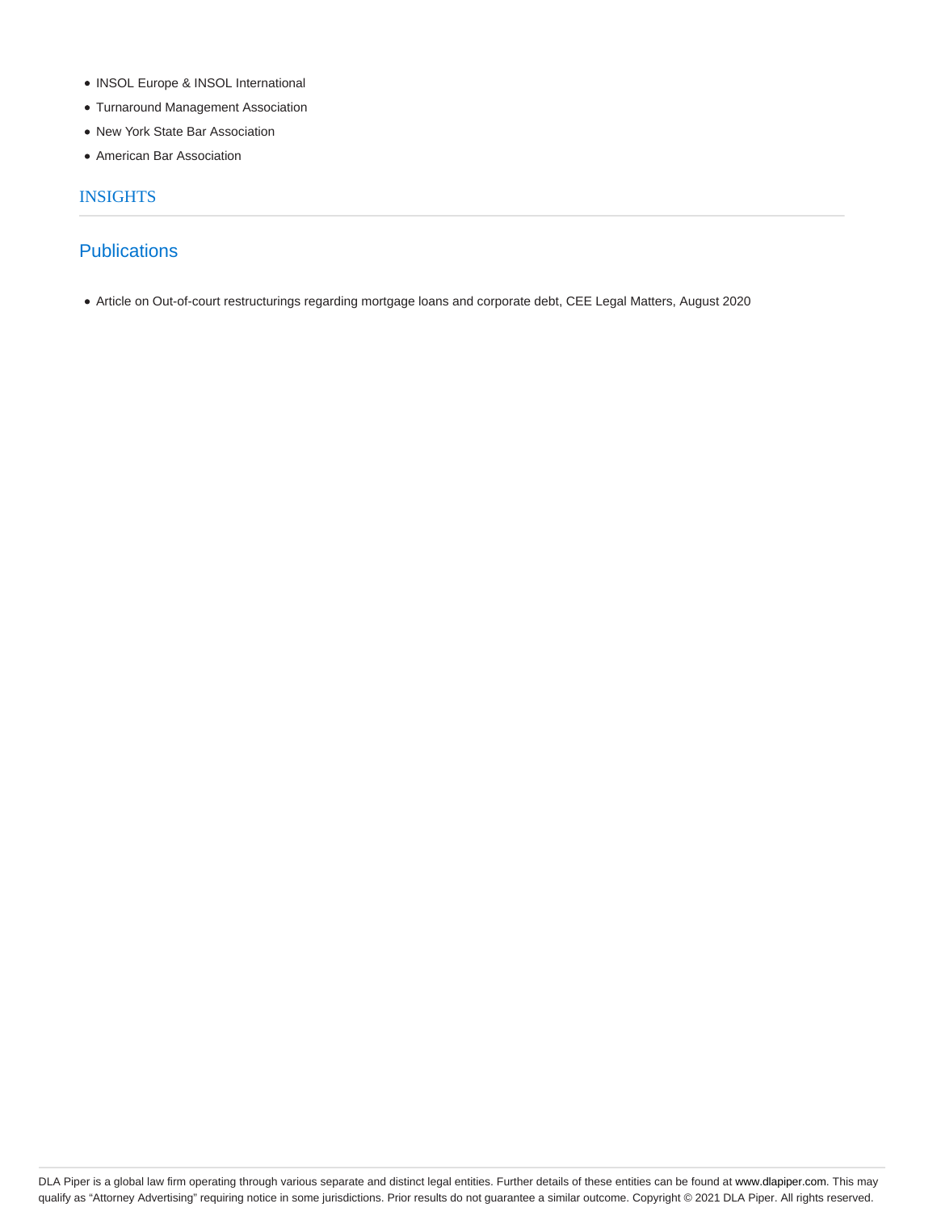- INSOL Europe & INSOL International
- Turnaround Management Association
- New York State Bar Association
- American Bar Association

## INSIGHTS

### Publications

- Article on Out-of-court restructurings regarding mortgage loans and corporate debt, CEE Legal Matters, August 2020

DLA Piper is a global law firm operating through various separate and distinct legal entities. Further details of these entities can be found at www.dlapiper.com. This may qualify as "Attorney Advertising" requiring notice in some jurisdictions. Prior results do not guarantee a similar outcome. Copyright © 2021 DLA Piper. All rights reserved.